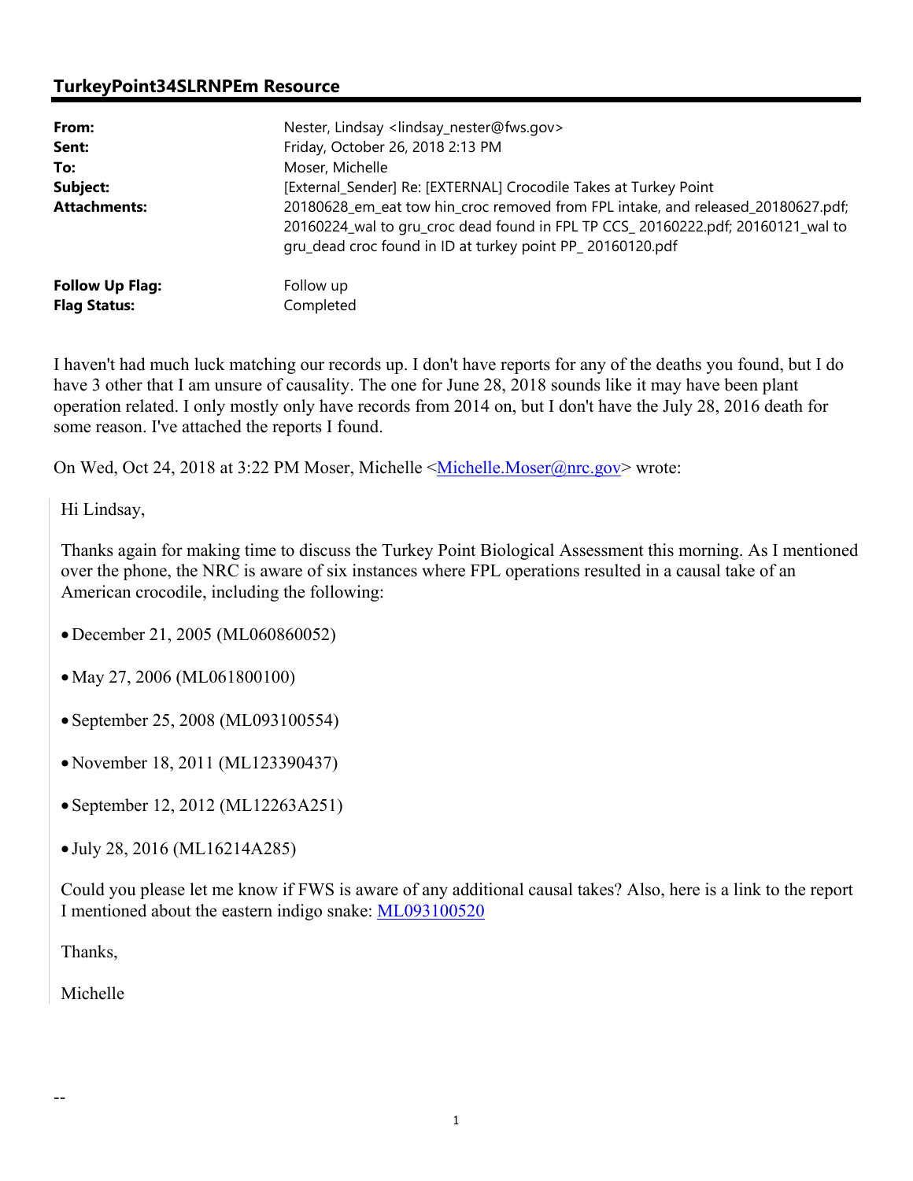## TurkeyPoint34SLRNPEm Resource

**From:** Nester, Lindsay <lindsay_nester@fws.gov>
**Sent:** Friday, October 26, 2018 2:13 PM
**To:** Moser, Michelle
**Subject:** [External_Sender] Re: [EXTERNAL] Crocodile Takes at Turkey Point
**Attachments:** 20180628_em_eat tow hin_croc removed from FPL intake, and released_20180627.pdf; 20160224_wal to gru_croc dead found in FPL TP CCS_ 20160222.pdf; 20160121_wal to gru_dead croc found in ID at turkey point PP_ 20160120.pdf

**Follow Up Flag:** Follow up
**Flag Status:** Completed

I haven't had much luck matching our records up. I don't have reports for any of the deaths you found, but I do have 3 other that I am unsure of causality. The one for June 28, 2018 sounds like it may have been plant operation related. I only mostly only have records from 2014 on, but I don't have the July 28, 2016 death for some reason. I've attached the reports I found.

On Wed, Oct 24, 2018 at 3:22 PM Moser, Michelle <Michelle.Moser@nrc.gov> wrote:

> Hi Lindsay,
>
> Thanks again for making time to discuss the Turkey Point Biological Assessment this morning. As I mentioned over the phone, the NRC is aware of six instances where FPL operations resulted in a causal take of an American crocodile, including the following:
>
> - December 21, 2005 (ML060860052)
> - May 27, 2006 (ML061800100)
> - September 25, 2008 (ML093100554)
> - November 18, 2011 (ML123390437)
> - September 12, 2012 (ML12263A251)
> - July 28, 2016 (ML16214A285)
>
> Could you please let me know if FWS is aware of any additional causal takes? Also, here is a link to the report I mentioned about the eastern indigo snake: ML093100520
>
> Thanks,
>
> Michelle

--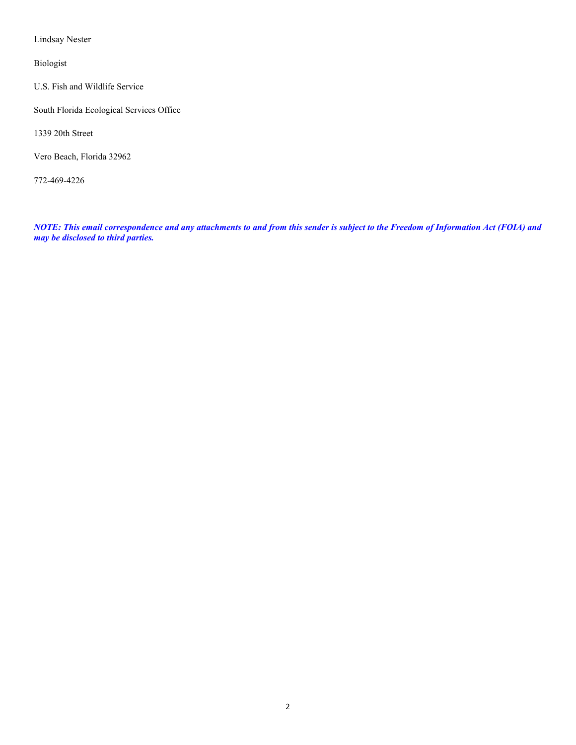Lindsay Nester

Biologist

U.S. Fish and Wildlife Service

South Florida Ecological Services Office

1339 20th Street

Vero Beach, Florida 32962

772-469-4226

***NOTE: This email correspondence and any attachments to and from this sender is subject to the Freedom of Information Act (FOIA) and may be disclosed to third parties.***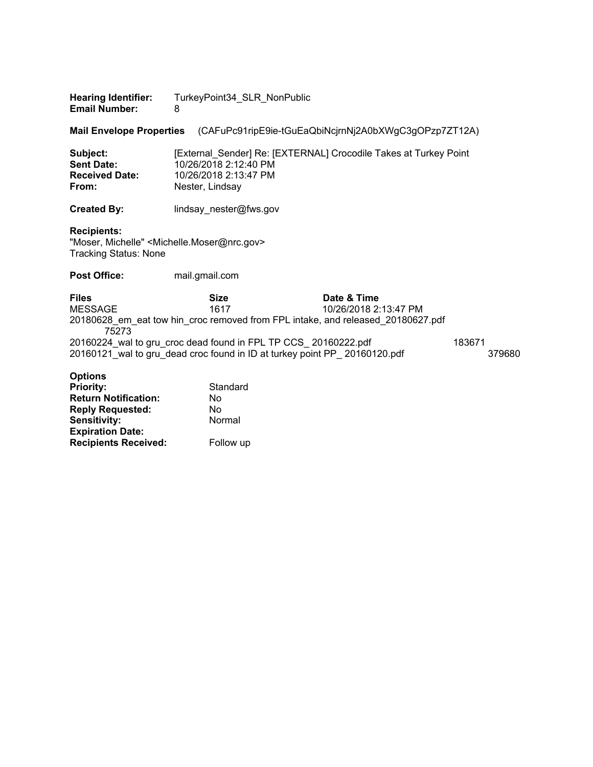**Hearing Identifier:** TurkeyPoint34_SLR_NonPublic
**Email Number:** 8

**Mail Envelope Properties** (CAFuPc91ripE9ie-tGuEaQbiNcjrnNj2A0bXWgC3gOPzp7ZT12A)

**Subject:** [External_Sender] Re: [EXTERNAL] Crocodile Takes at Turkey Point
**Sent Date:** 10/26/2018 2:12:40 PM
**Received Date:** 10/26/2018 2:13:47 PM
**From:** Nester, Lindsay

**Created By:** lindsay_nester@fws.gov

**Recipients:**
"Moser, Michelle" <Michelle.Moser@nrc.gov>
Tracking Status: None

**Post Office:** mail.gmail.com

| Files | Size | Date & Time |
| --- | --- | --- |
| MESSAGE | 1617 | 10/26/2018 2:13:47 PM |
| 20180628_em_eat tow hin_croc removed from FPL intake, and released_20180627.pdf | 75273 | |
| 20160224_wal to gru_croc dead found in FPL TP CCS_ 20160222.pdf | 183671 | |
| 20160121_wal to gru_dead croc found in ID at turkey point PP_ 20160120.pdf | 379680 | |

**Options**
**Priority:** Standard
**Return Notification:** No
**Reply Requested:** No
**Sensitivity:** Normal
**Expiration Date:**
**Recipients Received:** Follow up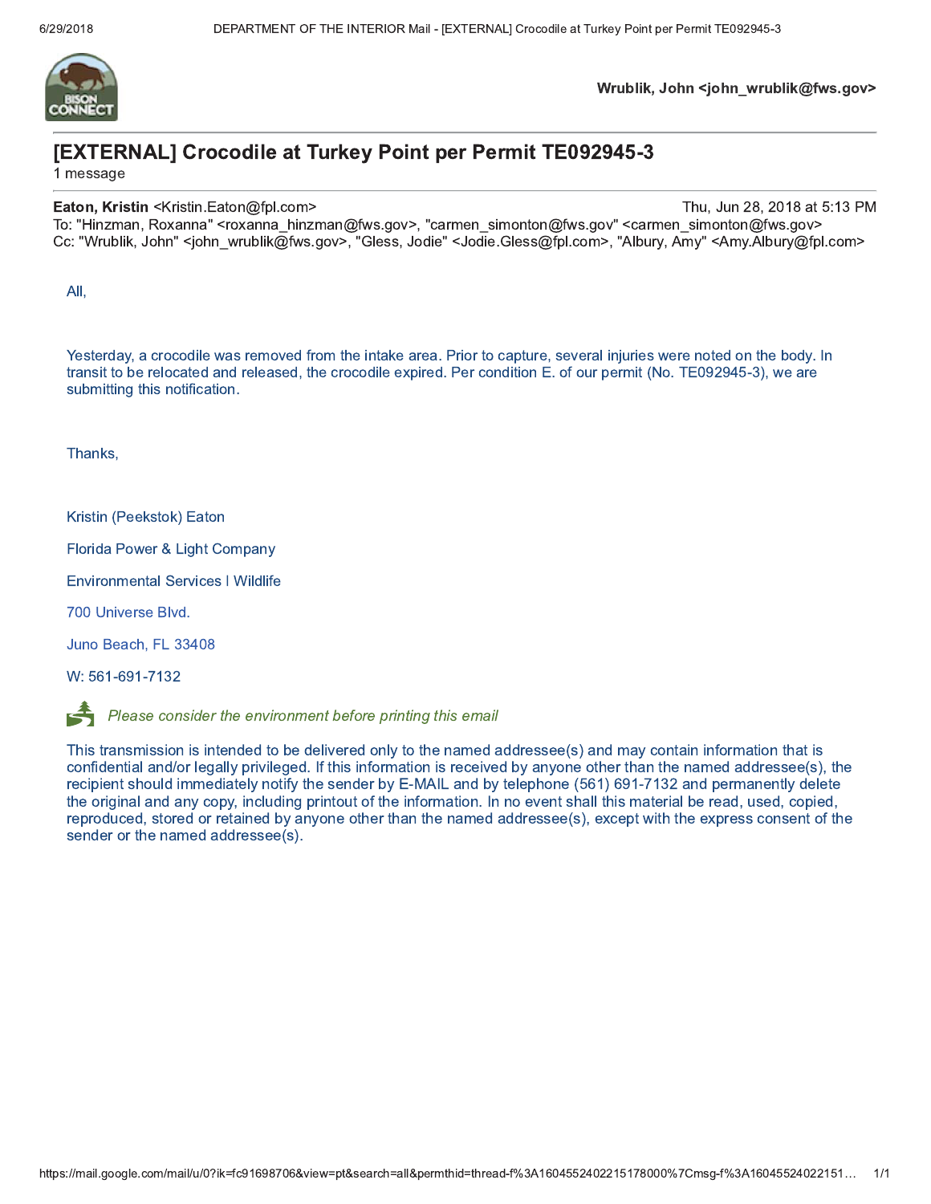Wrublik, John <john_wrublik@fws.gov>

# [EXTERNAL] Crocodile at Turkey Point per Permit TE092945-3

1 message

**Eaton, Kristin** <Kristin.Eaton@fpl.com> Thu, Jun 28, 2018 at 5:13 PM
To: "Hinzman, Roxanna" <roxanna_hinzman@fws.gov>, "carmen_simonton@fws.gov" <carmen_simonton@fws.gov>
Cc: "Wrublik, John" <john_wrublik@fws.gov>, "Gless, Jodie" <Jodie.Gless@fpl.com>, "Albury, Amy" <Amy.Albury@fpl.com>

All,

Yesterday, a crocodile was removed from the intake area. Prior to capture, several injuries were noted on the body. In transit to be relocated and released, the crocodile expired. Per condition E. of our permit (No. TE092945-3), we are submitting this notification.

Thanks,

Kristin (Peekstok) Eaton

Florida Power & Light Company

Environmental Services | Wildlife

700 Universe Blvd.

Juno Beach, FL 33408

W: 561-691-7132

*Please consider the environment before printing this email*

This transmission is intended to be delivered only to the named addressee(s) and may contain information that is confidential and/or legally privileged. If this information is received by anyone other than the named addressee(s), the recipient should immediately notify the sender by E-MAIL and by telephone (561) 691-7132 and permanently delete the original and any copy, including printout of the information. In no event shall this material be read, used, copied, reproduced, stored or retained by anyone other than the named addressee(s), except with the express consent of the sender or the named addressee(s).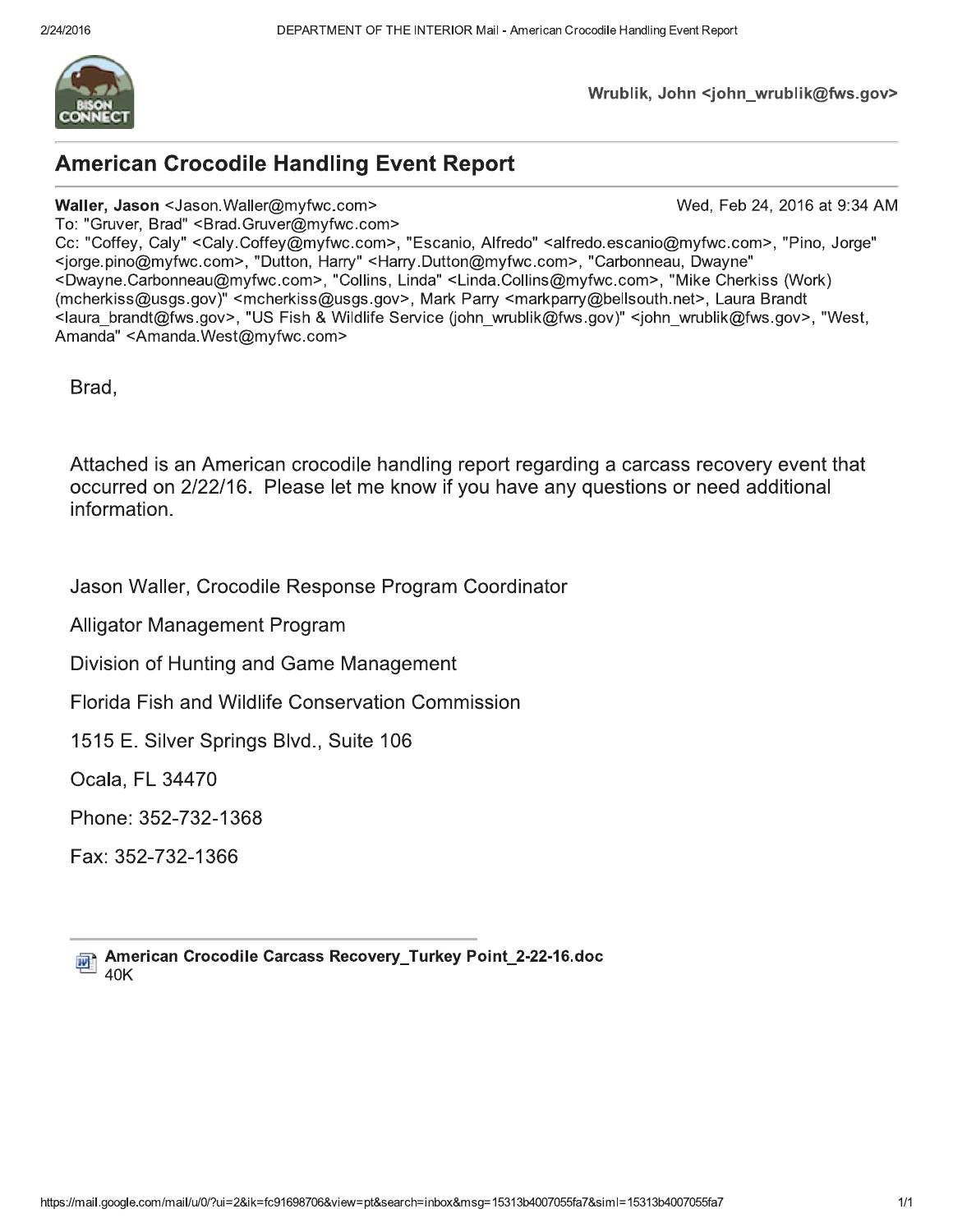Wrublik, John <john_wrublik@fws.gov>

## American Crocodile Handling Event Report

**Waller, Jason** <Jason.Waller@myfwc.com> Wed, Feb 24, 2016 at 9:34 AM
To: "Gruver, Brad" <Brad.Gruver@myfwc.com>
Cc: "Coffey, Caly" <Caly.Coffey@myfwc.com>, "Escanio, Alfredo" <alfredo.escanio@myfwc.com>, "Pino, Jorge" <jorge.pino@myfwc.com>, "Dutton, Harry" <Harry.Dutton@myfwc.com>, "Carbonneau, Dwayne" <Dwayne.Carbonneau@myfwc.com>, "Collins, Linda" <Linda.Collins@myfwc.com>, "Mike Cherkiss (Work) (mcherkiss@usgs.gov)" <mcherkiss@usgs.gov>, Mark Parry <markparry@bellsouth.net>, Laura Brandt <laura_brandt@fws.gov>, "US Fish & Wildlife Service (john_wrublik@fws.gov)" <john_wrublik@fws.gov>, "West, Amanda" <Amanda.West@myfwc.com>

Brad,

Attached is an American crocodile handling report regarding a carcass recovery event that occurred on 2/22/16. Please let me know if you have any questions or need additional information.

Jason Waller, Crocodile Response Program Coordinator

Alligator Management Program

Division of Hunting and Game Management

Florida Fish and Wildlife Conservation Commission

1515 E. Silver Springs Blvd., Suite 106

Ocala, FL 34470

Phone: 352-732-1368

Fax: 352-732-1366

---

**American Crocodile Carcass Recovery_Turkey Point_2-22-16.doc**
40K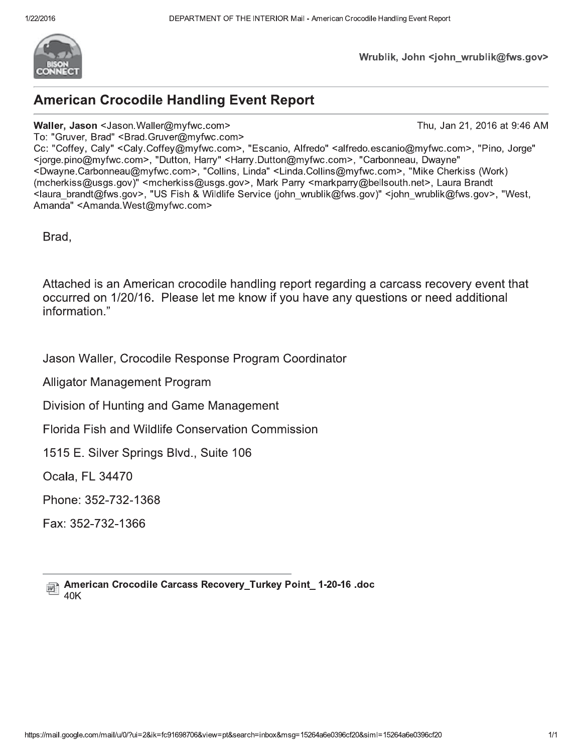Wrublik, John <john_wrublik@fws.gov>

## American Crocodile Handling Event Report

**Waller, Jason** <Jason.Waller@myfwc.com> Thu, Jan 21, 2016 at 9:46 AM
To: "Gruver, Brad" <Brad.Gruver@myfwc.com>
Cc: "Coffey, Caly" <Caly.Coffey@myfwc.com>, "Escanio, Alfredo" <alfredo.escanio@myfwc.com>, "Pino, Jorge" <jorge.pino@myfwc.com>, "Dutton, Harry" <Harry.Dutton@myfwc.com>, "Carbonneau, Dwayne" <Dwayne.Carbonneau@myfwc.com>, "Collins, Linda" <Linda.Collins@myfwc.com>, "Mike Cherkiss (Work) (mcherkiss@usgs.gov)" <mcherkiss@usgs.gov>, Mark Parry <markparry@bellsouth.net>, Laura Brandt <laura_brandt@fws.gov>, "US Fish & Wildlife Service (john_wrublik@fws.gov)" <john_wrublik@fws.gov>, "West, Amanda" <Amanda.West@myfwc.com>

Brad,

Attached is an American crocodile handling report regarding a carcass recovery event that occurred on 1/20/16. Please let me know if you have any questions or need additional information."

Jason Waller, Crocodile Response Program Coordinator

Alligator Management Program

Division of Hunting and Game Management

Florida Fish and Wildlife Conservation Commission

1515 E. Silver Springs Blvd., Suite 106

Ocala, FL 34470

Phone: 352-732-1368

Fax: 352-732-1366

---

**American Crocodile Carcass Recovery_Turkey Point_ 1-20-16 .doc**
40K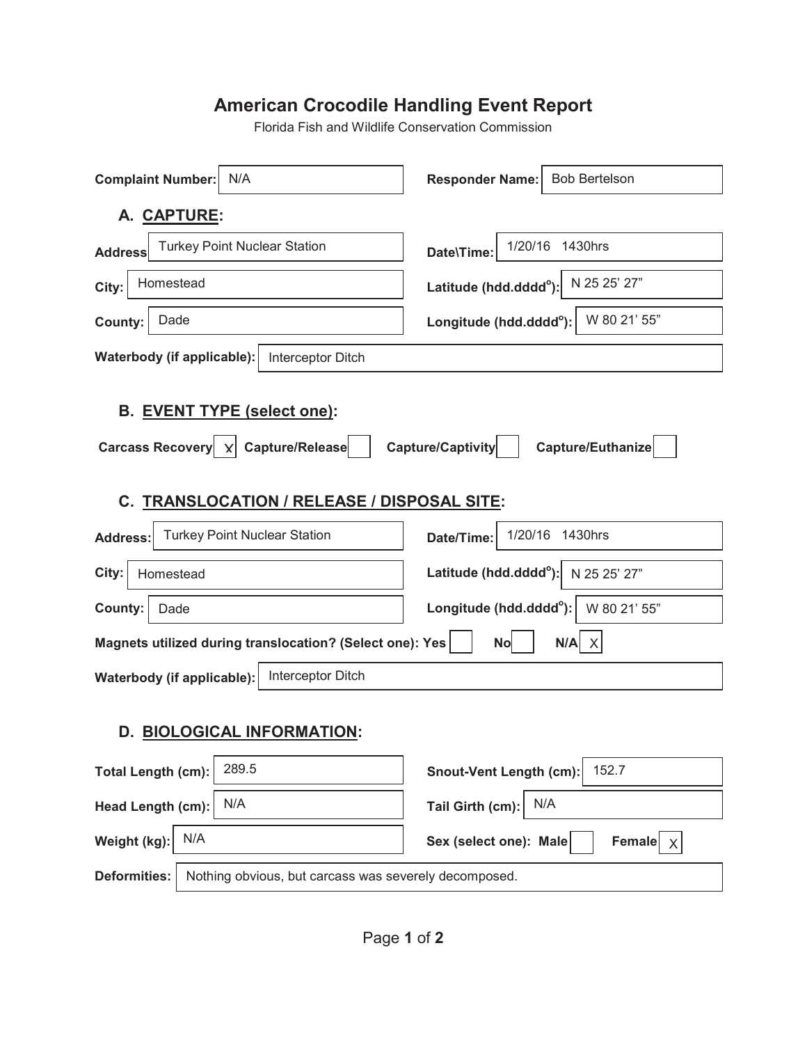# American Crocodile Handling Event Report

Florida Fish and Wildlife Conservation Commission

**Complaint Number:** N/A

**Responder Name:** Bob Bertelson

## A. CAPTURE:

| | | | |
|---|---|---|---|
| **Address** | Turkey Point Nuclear Station | **Date\Time:** | 1/20/16 1430hrs |
| **City:** | Homestead | **Latitude (hdd.dddd°):** | N 25 25' 27" |
| **County:** | Dade | **Longitude (hdd.dddd°):** | W 80 21' 55" |

**Waterbody (if applicable):** Interceptor Ditch

## B. EVENT TYPE (select one):

**Carcass Recovery** [X] **Capture/Release** [ ] **Capture/Captivity** [ ] **Capture/Euthanize** [ ]

## C. TRANSLOCATION / RELEASE / DISPOSAL SITE:

| | | | |
|---|---|---|---|
| **Address:** | Turkey Point Nuclear Station | **Date/Time:** | 1/20/16 1430hrs |
| **City:** | Homestead | **Latitude (hdd.dddd°):** | N 25 25' 27" |
| **County:** | Dade | **Longitude (hdd.dddd°):** | W 80 21' 55" |

**Magnets utilized during translocation? (Select one): Yes** [ ] **No** [ ] **N/A** [X]

**Waterbody (if applicable):** Interceptor Ditch

## D. BIOLOGICAL INFORMATION:

| | | | |
|---|---|---|---|
| **Total Length (cm):** | 289.5 | **Snout-Vent Length (cm):** | 152.7 |
| **Head Length (cm):** | N/A | **Tail Girth (cm):** | N/A |
| **Weight (kg):** | N/A | **Sex (select one): Male** [ ] **Female** [X] | |

**Deformities:** Nothing obvious, but carcass was severely decomposed.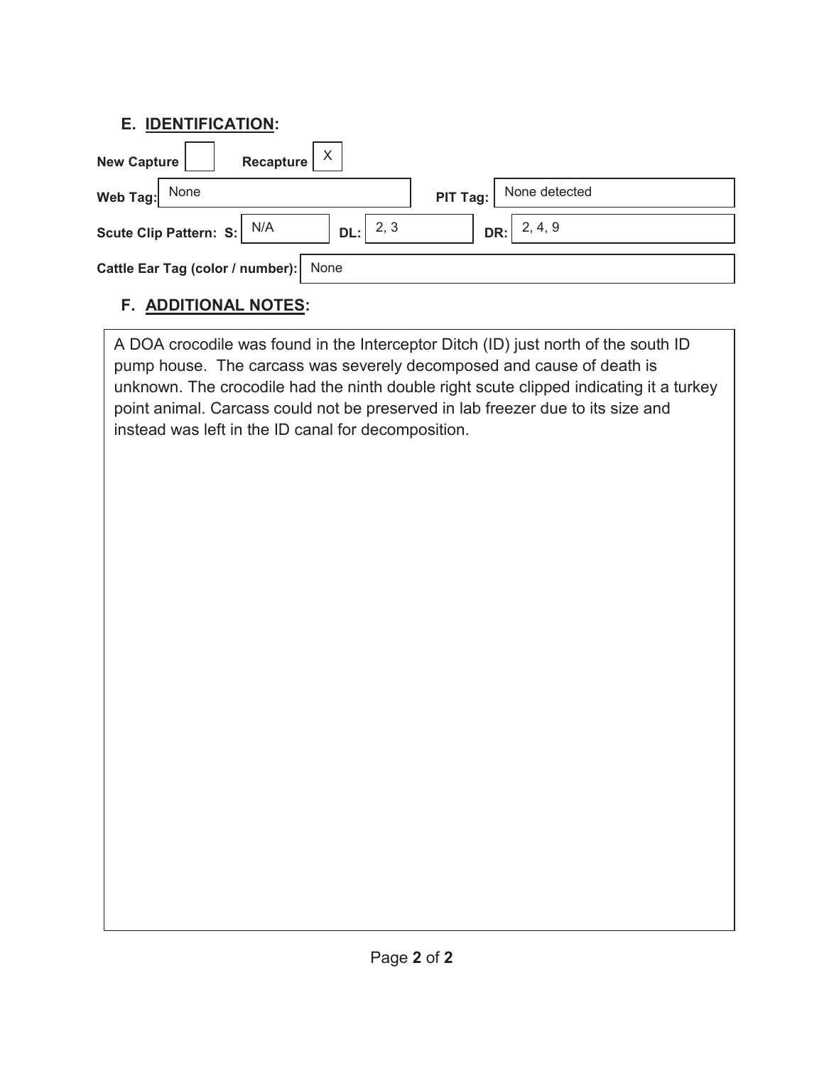## E. IDENTIFICATION:

| New Capture | | Recapture | X |
|---|---|---|---|

| Web Tag: | None | PIT Tag: | None detected |
|---|---|---|---|

| Scute Clip Pattern: S: | N/A | DL: | 2, 3 | DR: | 2, 4, 9 |
|---|---|---|---|---|---|

| Cattle Ear Tag (color / number): | None |
|---|---|

## F. ADDITIONAL NOTES:

A DOA crocodile was found in the Interceptor Ditch (ID) just north of the south ID pump house. The carcass was severely decomposed and cause of death is unknown. The crocodile had the ninth double right scute clipped indicating it a turkey point animal. Carcass could not be preserved in lab freezer due to its size and instead was left in the ID canal for decomposition.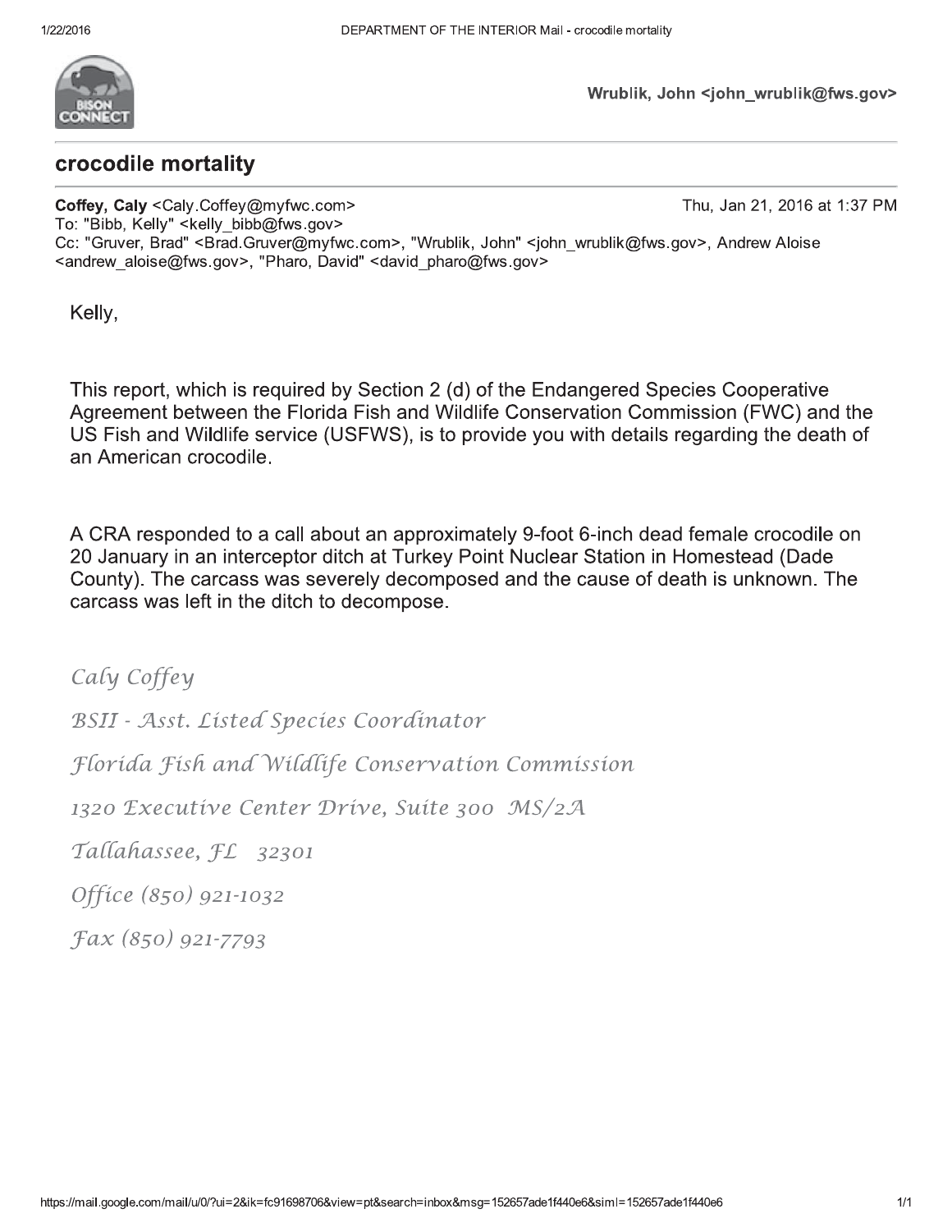Wrublik, John <john_wrublik@fws.gov>

## crocodile mortality

**Coffey, Caly** <Caly.Coffey@myfwc.com> Thu, Jan 21, 2016 at 1:37 PM
To: "Bibb, Kelly" <kelly_bibb@fws.gov>
Cc: "Gruver, Brad" <Brad.Gruver@myfwc.com>, "Wrublik, John" <john_wrublik@fws.gov>, Andrew Aloise <andrew_aloise@fws.gov>, "Pharo, David" <david_pharo@fws.gov>

Kelly,

This report, which is required by Section 2 (d) of the Endangered Species Cooperative Agreement between the Florida Fish and Wildlife Conservation Commission (FWC) and the US Fish and Wildlife service (USFWS), is to provide you with details regarding the death of an American crocodile.

A CRA responded to a call about an approximately 9-foot 6-inch dead female crocodile on 20 January in an interceptor ditch at Turkey Point Nuclear Station in Homestead (Dade County). The carcass was severely decomposed and the cause of death is unknown. The carcass was left in the ditch to decompose.

*Caly Coffey*

*BSII - Asst. Listed Species Coordinator*

*Florida Fish and Wildlife Conservation Commission*

*1320 Executive Center Drive, Suite 300 MS/2A*

*Tallahassee, FL 32301*

*Office (850) 921-1032*

*Fax (850) 921-7793*